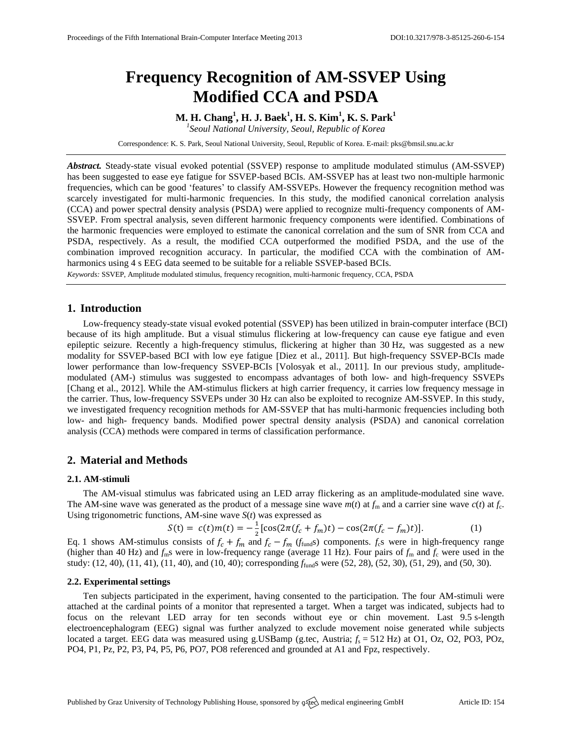# Frequency Recognition of AM-SSVEP Using Modified CCA and PSDA

**M. H. Chang[1], H. J. Baek[1], H. S. Kim[1], K. S. Park[1]**

[1] *Seoul National University, Seoul, Republic of Korea*

Correspondence: K. S. Park, Seoul National University, Seoul, Republic of Korea. E-mail: pks@bmsil.snu.ac.kr

***Abstract.*** Steady-state visual evoked potential (SSVEP) response to amplitude modulated stimulus (AM-SSVEP) has been suggested to ease eye fatigue for SSVEP-based BCIs. AM-SSVEP has at least two non-multiple harmonic frequencies, which can be good 'features' to classify AM-SSVEPs. However the frequency recognition method was scarcely investigated for multi-harmonic frequencies. In this study, the modified canonical correlation analysis (CCA) and power spectral density analysis (PSDA) were applied to recognize multi-frequency components of AM-SSVEP. From spectral analysis, seven different harmonic frequency components were identified. Combinations of the harmonic frequencies were employed to estimate the canonical correlation and the sum of SNR from CCA and PSDA, respectively. As a result, the modified CCA outperformed the modified PSDA, and the use of the combination improved recognition accuracy. In particular, the modified CCA with the combination of AM-harmonics using 4 s EEG data seemed to be suitable for a reliable SSVEP-based BCIs.

*Keywords:* SSVEP, Amplitude modulated stimulus, frequency recognition, multi-harmonic frequency, CCA, PSDA

## 1. Introduction

Low-frequency steady-state visual evoked potential (SSVEP) has been utilized in brain-computer interface (BCI) because of its high amplitude. But a visual stimulus flickering at low-frequency can cause eye fatigue and even epileptic seizure. Recently a high-frequency stimulus, flickering at higher than 30 Hz, was suggested as a new modality for SSVEP-based BCI with low eye fatigue [Diez et al., 2011]. But high-frequency SSVEP-BCIs made lower performance than low-frequency SSVEP-BCIs [Volosyak et al., 2011]. In our previous study, amplitude-modulated (AM-) stimulus was suggested to encompass advantages of both low- and high-frequency SSVEPs [Chang et al., 2012]. While the AM-stimulus flickers at high carrier frequency, it carries low frequency message in the carrier. Thus, low-frequency SSVEPs under 30 Hz can also be exploited to recognize AM-SSVEP. In this study, we investigated frequency recognition methods for AM-SSVEP that has multi-harmonic frequencies including both low- and high- frequency bands. Modified power spectral density analysis (PSDA) and canonical correlation analysis (CCA) methods were compared in terms of classification performance.

## 2. Material and Methods

### 2.1. AM-stimuli

The AM-visual stimulus was fabricated using an LED array flickering as an amplitude-modulated sine wave. The AM-sine wave was generated as the product of a message sine wave $m(t)$ at $f_m$ and a carrier sine wave $c(t)$ at $f_c$. Using trigonometric functions, AM-sine wave $S(t)$ was expressed as

$$S(t) = c(t)m(t) = -\frac{1}{2}[\cos(2\pi(f_c + f_m)t) - \cos(2\pi(f_c - f_m)t)]. \quad (1)$$

Eq. 1 shows AM-stimulus consists of $f_c + f_m$ and $f_c - f_m$ ($f_{fund}$s) components. $f_c$s were in high-frequency range (higher than 40 Hz) and $f_m$s were in low-frequency range (average 11 Hz). Four pairs of $f_m$ and $f_c$ were used in the study: (12, 40), (11, 41), (11, 40), and (10, 40); corresponding $f_{fund}$s were (52, 28), (52, 30), (51, 29), and (50, 30).

### 2.2. Experimental settings

Ten subjects participated in the experiment, having consented to the participation. The four AM-stimuli were attached at the cardinal points of a monitor that represented a target. When a target was indicated, subjects had to focus on the relevant LED array for ten seconds without eye or chin movement. Last 9.5 s-length electroencephalogram (EEG) signal was further analyzed to exclude movement noise generated while subjects located a target. EEG data was measured using g.USBamp (g.tec, Austria; $f_s$ = 512 Hz) at O1, Oz, O2, PO3, POz, PO4, P1, Pz, P2, P3, P4, P5, P6, PO7, PO8 referenced and grounded at A1 and Fpz, respectively.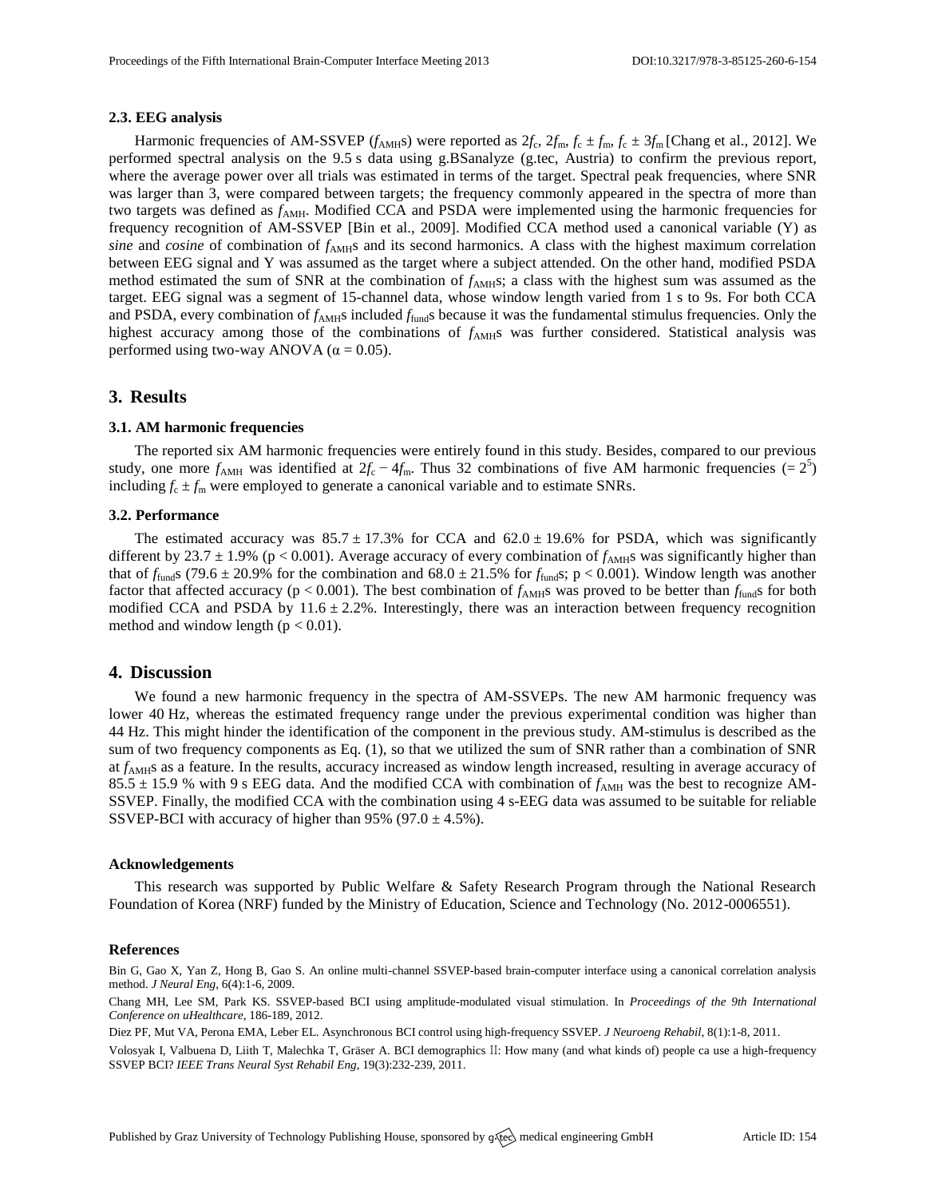### 2.3. EEG analysis

Harmonic frequencies of AM-SSVEP ($f_{AMH}$s) were reported as $2f_c$, $2f_m$, $f_c \pm f_m$, $f_c \pm 3f_m$ [Chang et al., 2012]. We performed spectral analysis on the 9.5 s data using g.BSanalyze (g.tec, Austria) to confirm the previous report, where the average power over all trials was estimated in terms of the target. Spectral peak frequencies, where SNR was larger than 3, were compared between targets; the frequency commonly appeared in the spectra of more than two targets was defined as $f_{AMH}$. Modified CCA and PSDA were implemented using the harmonic frequencies for frequency recognition of AM-SSVEP [Bin et al., 2009]. Modified CCA method used a canonical variable (Y) as *sine* and *cosine* of combination of $f_{AMH}$s and its second harmonics. A class with the highest maximum correlation between EEG signal and Y was assumed as the target where a subject attended. On the other hand, modified PSDA method estimated the sum of SNR at the combination of $f_{AMH}$s; a class with the highest sum was assumed as the target. EEG signal was a segment of 15-channel data, whose window length varied from 1 s to 9s. For both CCA and PSDA, every combination of $f_{AMH}$s included $f_{fund}$s because it was the fundamental stimulus frequencies. Only the highest accuracy among those of the combinations of $f_{AMH}$s was further considered. Statistical analysis was performed using two-way ANOVA ($\alpha = 0.05$).

## 3. Results

### 3.1. AM harmonic frequencies

The reported six AM harmonic frequencies were entirely found in this study. Besides, compared to our previous study, one more $f_{AMH}$ was identified at $2f_c - 4f_m$. Thus 32 combinations of five AM harmonic frequencies ($= 2^5$) including $f_c \pm f_m$ were employed to generate a canonical variable and to estimate SNRs.

### 3.2. Performance

The estimated accuracy was $85.7 \pm 17.3\%$ for CCA and $62.0 \pm 19.6\%$ for PSDA, which was significantly different by $23.7 \pm 1.9\%$ ($p < 0.001$). Average accuracy of every combination of $f_{AMH}$s was significantly higher than that of $f_{fund}$s ($79.6 \pm 20.9\%$ for the combination and $68.0 \pm 21.5\%$ for $f_{fund}$s; $p < 0.001$). Window length was another factor that affected accuracy ($p < 0.001$). The best combination of $f_{AMH}$s was proved to be better than $f_{fund}$s for both modified CCA and PSDA by $11.6 \pm 2.2\%$. Interestingly, there was an interaction between frequency recognition method and window length ($p < 0.01$).

## 4. Discussion

We found a new harmonic frequency in the spectra of AM-SSVEPs. The new AM harmonic frequency was lower 40 Hz, whereas the estimated frequency range under the previous experimental condition was higher than 44 Hz. This might hinder the identification of the component in the previous study. AM-stimulus is described as the sum of two frequency components as Eq. (1), so that we utilized the sum of SNR rather than a combination of SNR at $f_{AMH}$s as a feature. In the results, accuracy increased as window length increased, resulting in average accuracy of $85.5 \pm 15.9$ % with 9 s EEG data. And the modified CCA with combination of $f_{AMH}$ was the best to recognize AM-SSVEP. Finally, the modified CCA with the combination using 4 s-EEG data was assumed to be suitable for reliable SSVEP-BCI with accuracy of higher than 95% ($97.0 \pm 4.5\%$).

### Acknowledgements

This research was supported by Public Welfare & Safety Research Program through the National Research Foundation of Korea (NRF) funded by the Ministry of Education, Science and Technology (No. 2012-0006551).

### References

Bin G, Gao X, Yan Z, Hong B, Gao S. An online multi-channel SSVEP-based brain-computer interface using a canonical correlation analysis method. *J Neural Eng*, 6(4):1-6, 2009.

Chang MH, Lee SM, Park KS. SSVEP-based BCI using amplitude-modulated visual stimulation. In *Proceedings of the 9th International Conference on uHealthcare*, 186-189, 2012.

Diez PF, Mut VA, Perona EMA, Leber EL. Asynchronous BCI control using high-frequency SSVEP. *J Neuroeng Rehabil*, 8(1):1-8, 2011.

Volosyak I, Valbuena D, Liith T, Malechka T, Gräser A. BCI demographics II: How many (and what kinds of) people ca use a high-frequency SSVEP BCI? *IEEE Trans Neural Syst Rehabil Eng*, 19(3):232-239, 2011.